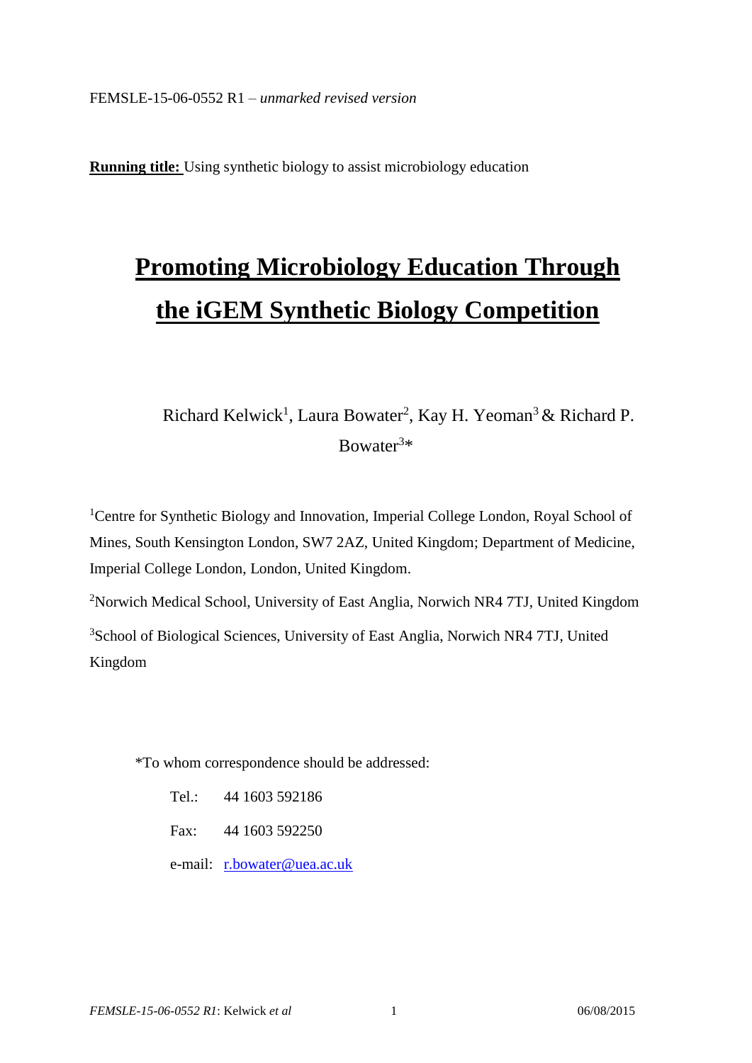FEMSLE-15-06-0552 R1 – *unmarked revised version*

**Running title:** Using synthetic biology to assist microbiology education

# Promoting Microbiology Education Through the iGEM Synthetic Biology Competition

Richard Kelwick[1], Laura Bowater[2], Kay H. Yeoman[3] & Richard P. Bowater[3]*

[1]Centre for Synthetic Biology and Innovation, Imperial College London, Royal School of Mines, South Kensington London, SW7 2AZ, United Kingdom; Department of Medicine, Imperial College London, London, United Kingdom.

[2]Norwich Medical School, University of East Anglia, Norwich NR4 7TJ, United Kingdom

[3]School of Biological Sciences, University of East Anglia, Norwich NR4 7TJ, United Kingdom

*To whom correspondence should be addressed:

Tel.: 44 1603 592186

Fax: 44 1603 592250

e-mail: r.bowater@uea.ac.uk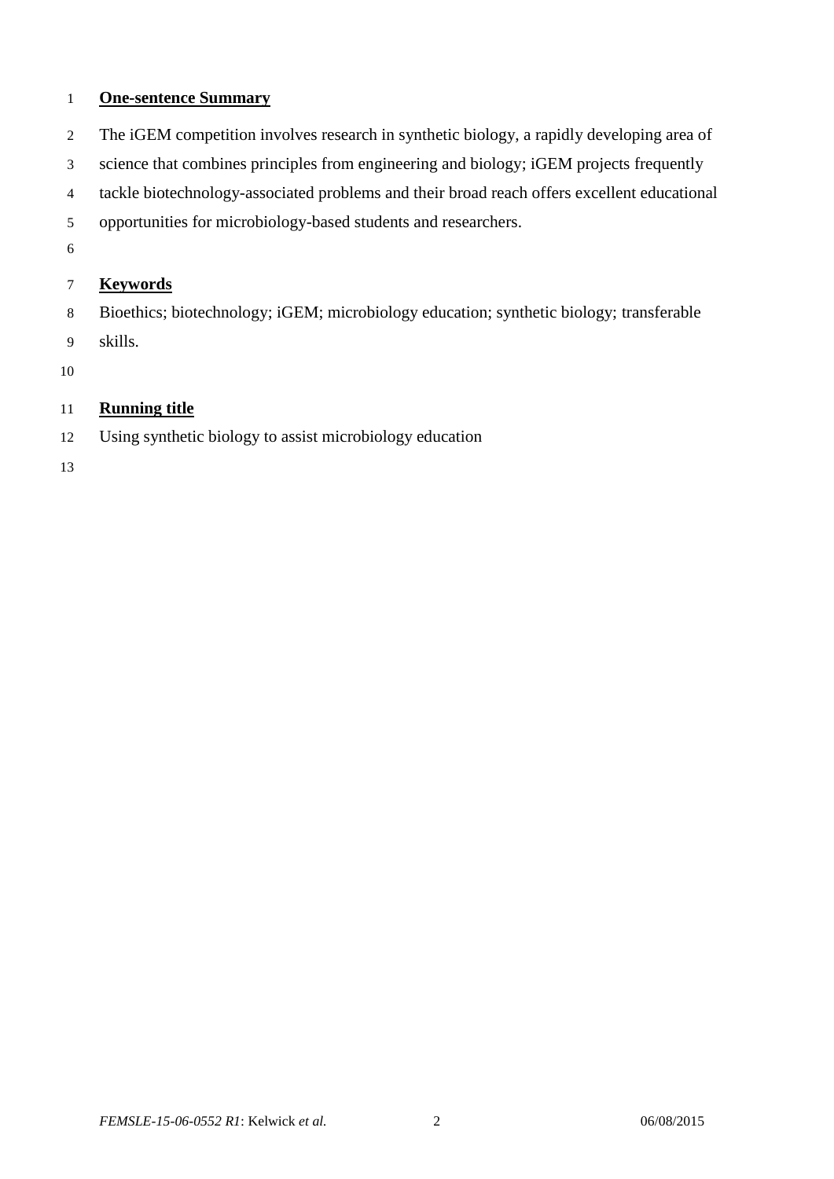## One-sentence Summary

The iGEM competition involves research in synthetic biology, a rapidly developing area of science that combines principles from engineering and biology; iGEM projects frequently tackle biotechnology-associated problems and their broad reach offers excellent educational opportunities for microbiology-based students and researchers.

## Keywords

Bioethics; biotechnology; iGEM; microbiology education; synthetic biology; transferable skills.

## Running title

Using synthetic biology to assist microbiology education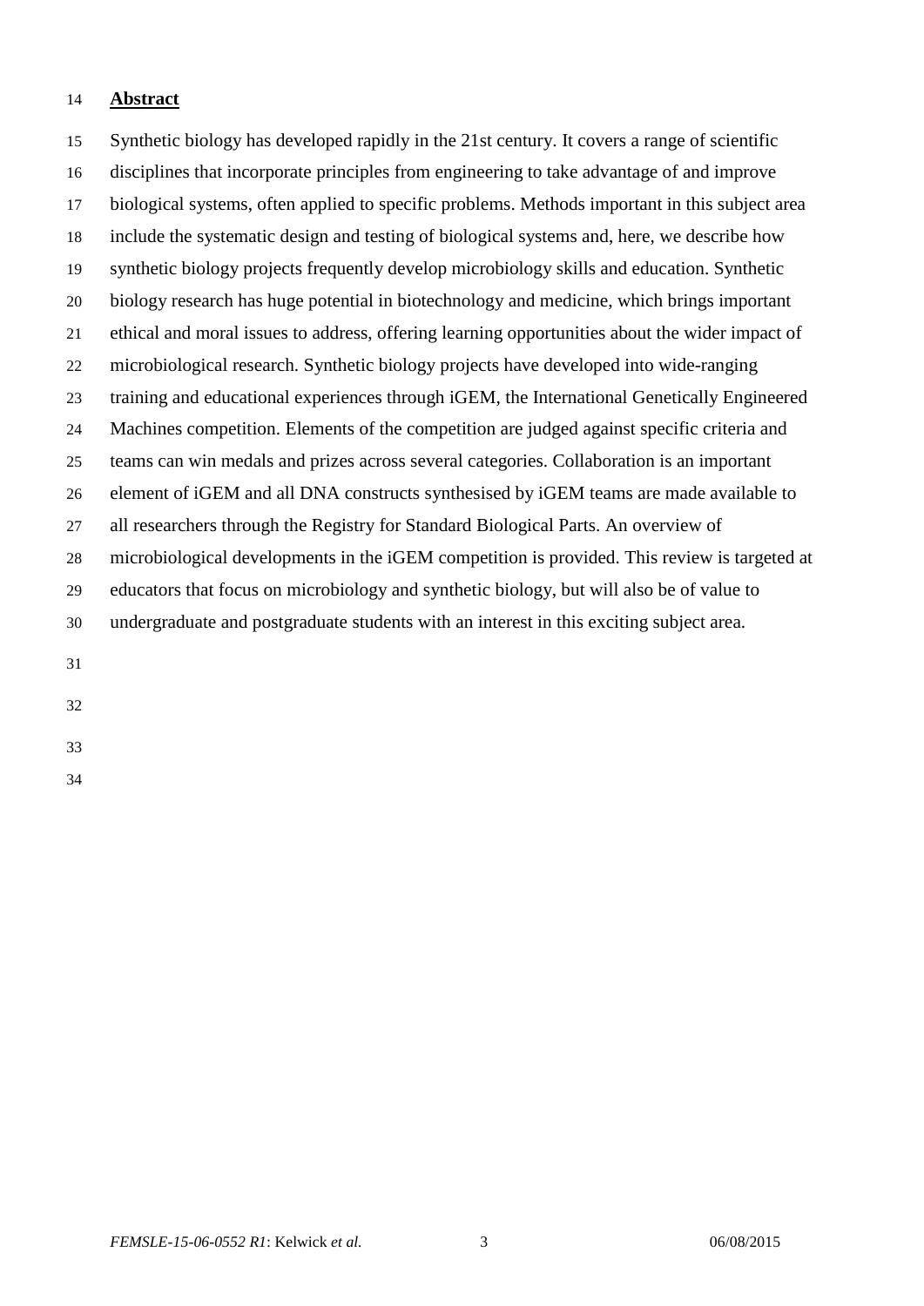## Abstract

Synthetic biology has developed rapidly in the 21st century. It covers a range of scientific disciplines that incorporate principles from engineering to take advantage of and improve biological systems, often applied to specific problems. Methods important in this subject area include the systematic design and testing of biological systems and, here, we describe how synthetic biology projects frequently develop microbiology skills and education. Synthetic biology research has huge potential in biotechnology and medicine, which brings important ethical and moral issues to address, offering learning opportunities about the wider impact of microbiological research. Synthetic biology projects have developed into wide-ranging training and educational experiences through iGEM, the International Genetically Engineered Machines competition. Elements of the competition are judged against specific criteria and teams can win medals and prizes across several categories. Collaboration is an important element of iGEM and all DNA constructs synthesised by iGEM teams are made available to all researchers through the Registry for Standard Biological Parts. An overview of microbiological developments in the iGEM competition is provided. This review is targeted at educators that focus on microbiology and synthetic biology, but will also be of value to undergraduate and postgraduate students with an interest in this exciting subject area.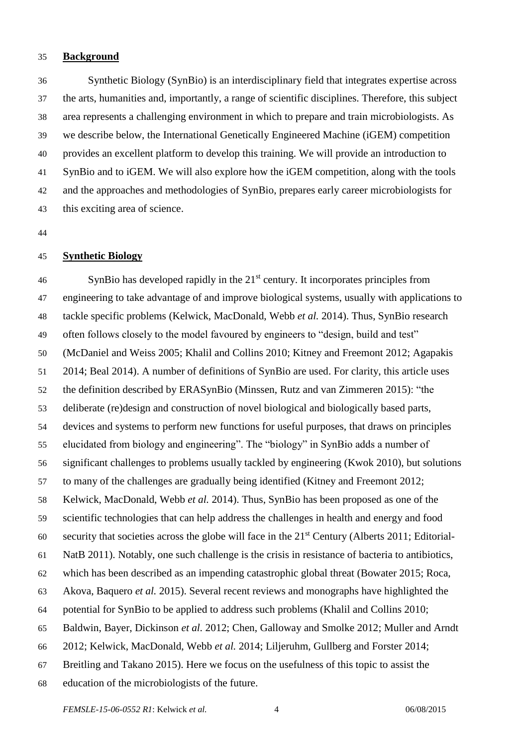## Background

Synthetic Biology (SynBio) is an interdisciplinary field that integrates expertise across the arts, humanities and, importantly, a range of scientific disciplines. Therefore, this subject area represents a challenging environment in which to prepare and train microbiologists. As we describe below, the International Genetically Engineered Machine (iGEM) competition provides an excellent platform to develop this training. We will provide an introduction to SynBio and to iGEM. We will also explore how the iGEM competition, along with the tools and the approaches and methodologies of SynBio, prepares early career microbiologists for this exciting area of science.

## Synthetic Biology

SynBio has developed rapidly in the 21st century. It incorporates principles from engineering to take advantage of and improve biological systems, usually with applications to tackle specific problems (Kelwick, MacDonald, Webb *et al.* 2014). Thus, SynBio research often follows closely to the model favoured by engineers to "design, build and test" (McDaniel and Weiss 2005; Khalil and Collins 2010; Kitney and Freemont 2012; Agapakis 2014; Beal 2014). A number of definitions of SynBio are used. For clarity, this article uses the definition described by ERASynBio (Minssen, Rutz and van Zimmeren 2015): "the deliberate (re)design and construction of novel biological and biologically based parts, devices and systems to perform new functions for useful purposes, that draws on principles elucidated from biology and engineering". The "biology" in SynBio adds a number of significant challenges to problems usually tackled by engineering (Kwok 2010), but solutions to many of the challenges are gradually being identified (Kitney and Freemont 2012; Kelwick, MacDonald, Webb *et al.* 2014). Thus, SynBio has been proposed as one of the scientific technologies that can help address the challenges in health and energy and food security that societies across the globe will face in the 21st Century (Alberts 2011; Editorial-NatB 2011). Notably, one such challenge is the crisis in resistance of bacteria to antibiotics, which has been described as an impending catastrophic global threat (Bowater 2015; Roca, Akova, Baquero *et al.* 2015). Several recent reviews and monographs have highlighted the potential for SynBio to be applied to address such problems (Khalil and Collins 2010; Baldwin, Bayer, Dickinson *et al.* 2012; Chen, Galloway and Smolke 2012; Muller and Arndt 2012; Kelwick, MacDonald, Webb *et al.* 2014; Liljeruhm, Gullberg and Forster 2014; Breitling and Takano 2015). Here we focus on the usefulness of this topic to assist the education of the microbiologists of the future.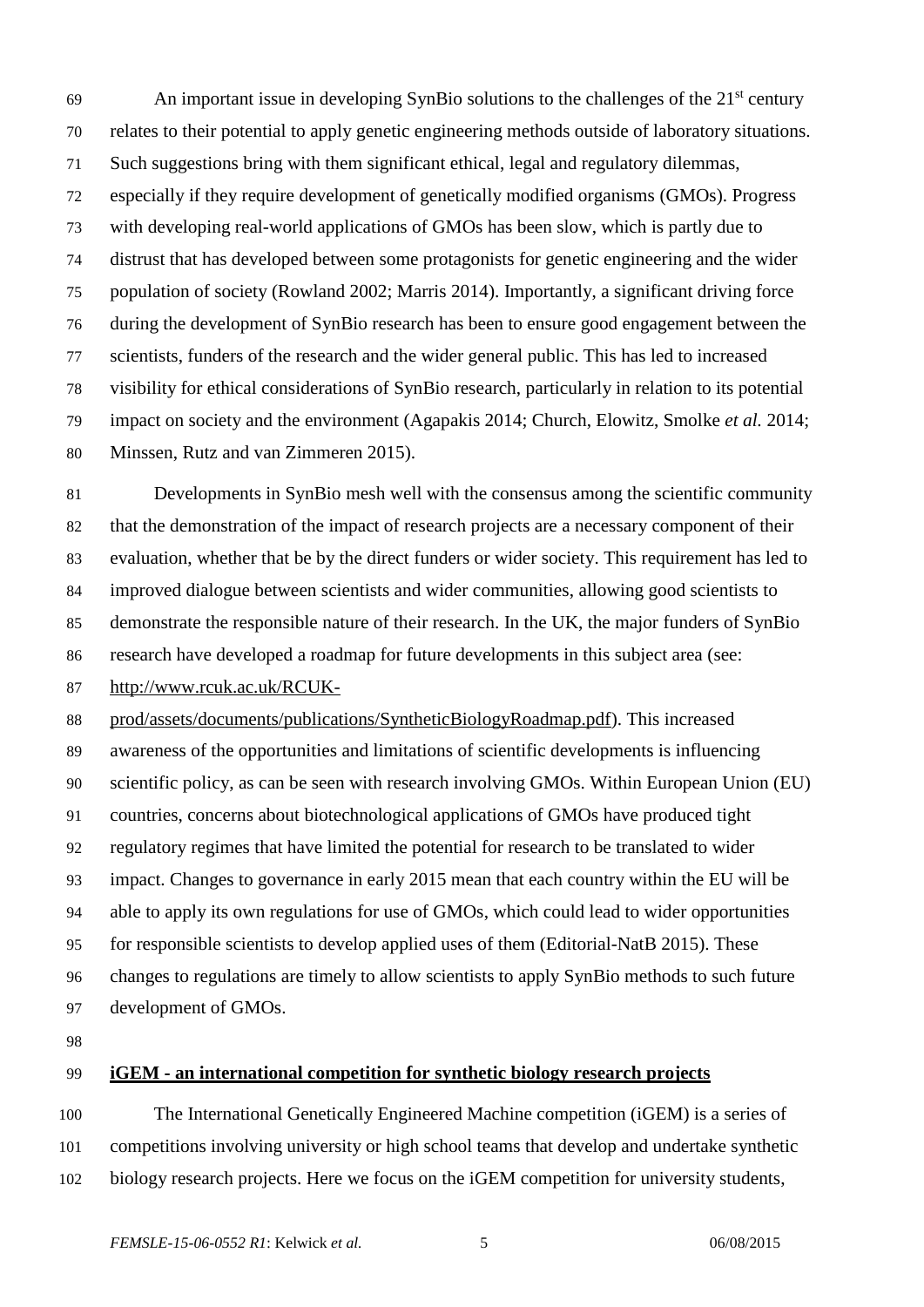An important issue in developing SynBio solutions to the challenges of the 21st century relates to their potential to apply genetic engineering methods outside of laboratory situations. Such suggestions bring with them significant ethical, legal and regulatory dilemmas, especially if they require development of genetically modified organisms (GMOs). Progress with developing real-world applications of GMOs has been slow, which is partly due to distrust that has developed between some protagonists for genetic engineering and the wider population of society (Rowland 2002; Marris 2014). Importantly, a significant driving force during the development of SynBio research has been to ensure good engagement between the scientists, funders of the research and the wider general public. This has led to increased visibility for ethical considerations of SynBio research, particularly in relation to its potential impact on society and the environment (Agapakis 2014; Church, Elowitz, Smolke *et al.* 2014; Minssen, Rutz and van Zimmeren 2015).

Developments in SynBio mesh well with the consensus among the scientific community that the demonstration of the impact of research projects are a necessary component of their evaluation, whether that be by the direct funders or wider society. This requirement has led to improved dialogue between scientists and wider communities, allowing good scientists to demonstrate the responsible nature of their research. In the UK, the major funders of SynBio research have developed a roadmap for future developments in this subject area (see: http://www.rcuk.ac.uk/RCUK-prod/assets/documents/publications/SyntheticBiologyRoadmap.pdf). This increased awareness of the opportunities and limitations of scientific developments is influencing scientific policy, as can be seen with research involving GMOs. Within European Union (EU) countries, concerns about biotechnological applications of GMOs have produced tight regulatory regimes that have limited the potential for research to be translated to wider impact. Changes to governance in early 2015 mean that each country within the EU will be able to apply its own regulations for use of GMOs, which could lead to wider opportunities for responsible scientists to develop applied uses of them (Editorial-NatB 2015). These changes to regulations are timely to allow scientists to apply SynBio methods to such future development of GMOs.

## iGEM - an international competition for synthetic biology research projects

The International Genetically Engineered Machine competition (iGEM) is a series of competitions involving university or high school teams that develop and undertake synthetic biology research projects. Here we focus on the iGEM competition for university students,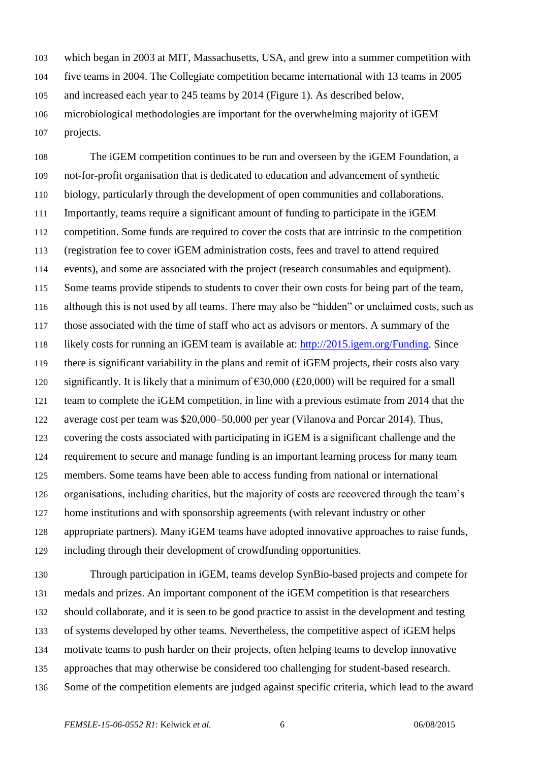which began in 2003 at MIT, Massachusetts, USA, and grew into a summer competition with five teams in 2004. The Collegiate competition became international with 13 teams in 2005 and increased each year to 245 teams by 2014 (Figure 1). As described below, microbiological methodologies are important for the overwhelming majority of iGEM projects.

The iGEM competition continues to be run and overseen by the iGEM Foundation, a not-for-profit organisation that is dedicated to education and advancement of synthetic biology, particularly through the development of open communities and collaborations. Importantly, teams require a significant amount of funding to participate in the iGEM competition. Some funds are required to cover the costs that are intrinsic to the competition (registration fee to cover iGEM administration costs, fees and travel to attend required events), and some are associated with the project (research consumables and equipment). Some teams provide stipends to students to cover their own costs for being part of the team, although this is not used by all teams. There may also be "hidden" or unclaimed costs, such as those associated with the time of staff who act as advisors or mentors. A summary of the likely costs for running an iGEM team is available at: [http://2015.igem.org/Funding](http://2015.igem.org/Funding). Since there is significant variability in the plans and remit of iGEM projects, their costs also vary significantly. It is likely that a minimum of €30,000 (£20,000) will be required for a small team to complete the iGEM competition, in line with a previous estimate from 2014 that the average cost per team was $20,000–50,000 per year (Vilanova and Porcar 2014). Thus, covering the costs associated with participating in iGEM is a significant challenge and the requirement to secure and manage funding is an important learning process for many team members. Some teams have been able to access funding from national or international organisations, including charities, but the majority of costs are recovered through the team's home institutions and with sponsorship agreements (with relevant industry or other appropriate partners). Many iGEM teams have adopted innovative approaches to raise funds, including through their development of crowdfunding opportunities.

Through participation in iGEM, teams develop SynBio-based projects and compete for medals and prizes. An important component of the iGEM competition is that researchers should collaborate, and it is seen to be good practice to assist in the development and testing of systems developed by other teams. Nevertheless, the competitive aspect of iGEM helps motivate teams to push harder on their projects, often helping teams to develop innovative approaches that may otherwise be considered too challenging for student-based research. Some of the competition elements are judged against specific criteria, which lead to the award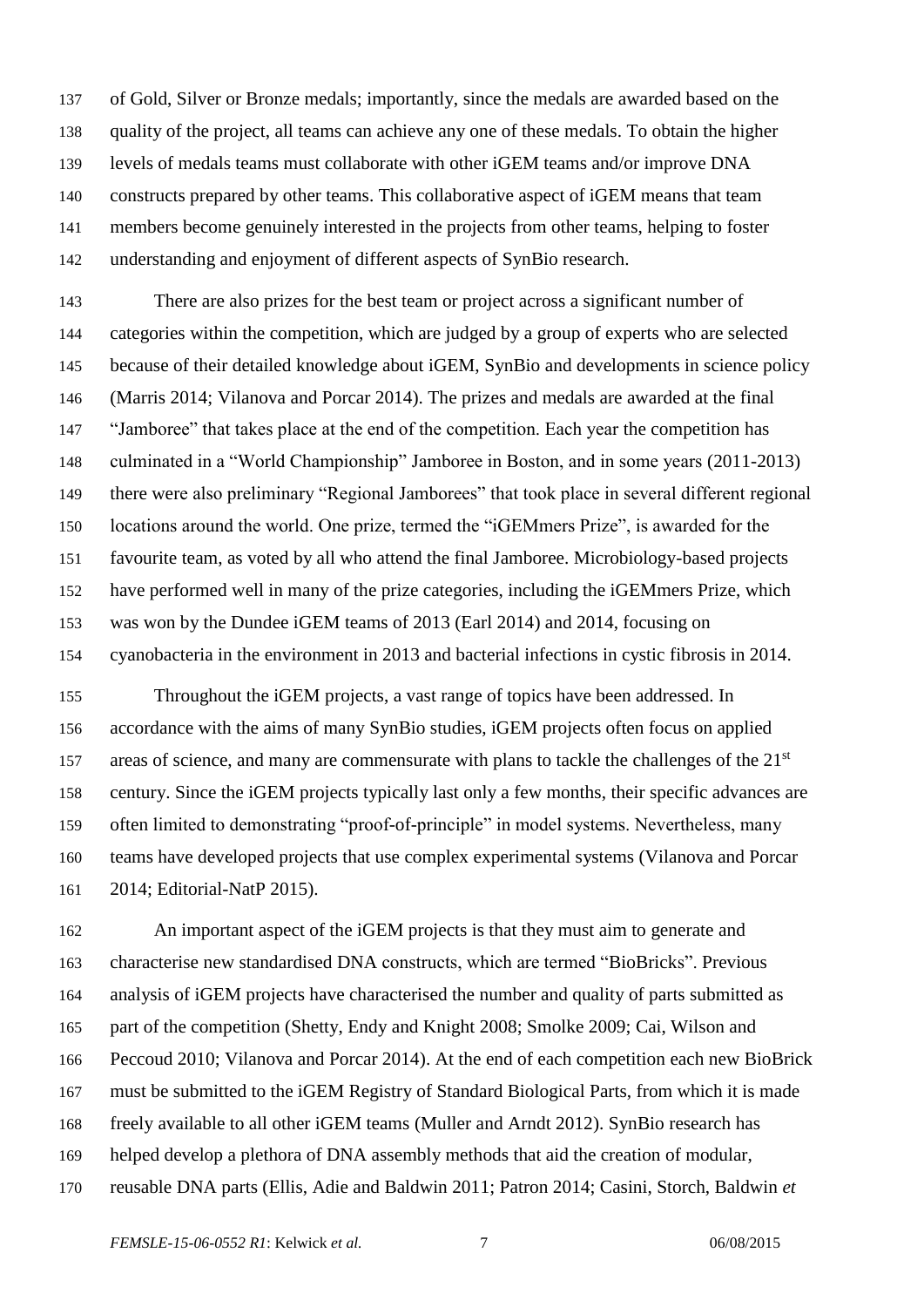of Gold, Silver or Bronze medals; importantly, since the medals are awarded based on the quality of the project, all teams can achieve any one of these medals. To obtain the higher levels of medals teams must collaborate with other iGEM teams and/or improve DNA constructs prepared by other teams. This collaborative aspect of iGEM means that team members become genuinely interested in the projects from other teams, helping to foster understanding and enjoyment of different aspects of SynBio research.

There are also prizes for the best team or project across a significant number of categories within the competition, which are judged by a group of experts who are selected because of their detailed knowledge about iGEM, SynBio and developments in science policy (Marris 2014; Vilanova and Porcar 2014). The prizes and medals are awarded at the final "Jamboree" that takes place at the end of the competition. Each year the competition has culminated in a "World Championship" Jamboree in Boston, and in some years (2011-2013) there were also preliminary "Regional Jamborees" that took place in several different regional locations around the world. One prize, termed the "iGEMmers Prize", is awarded for the favourite team, as voted by all who attend the final Jamboree. Microbiology-based projects have performed well in many of the prize categories, including the iGEMmers Prize, which was won by the Dundee iGEM teams of 2013 (Earl 2014) and 2014, focusing on cyanobacteria in the environment in 2013 and bacterial infections in cystic fibrosis in 2014.

Throughout the iGEM projects, a vast range of topics have been addressed. In accordance with the aims of many SynBio studies, iGEM projects often focus on applied areas of science, and many are commensurate with plans to tackle the challenges of the 21st century. Since the iGEM projects typically last only a few months, their specific advances are often limited to demonstrating "proof-of-principle" in model systems. Nevertheless, many teams have developed projects that use complex experimental systems (Vilanova and Porcar 2014; Editorial-NatP 2015).

An important aspect of the iGEM projects is that they must aim to generate and characterise new standardised DNA constructs, which are termed "BioBricks". Previous analysis of iGEM projects have characterised the number and quality of parts submitted as part of the competition (Shetty, Endy and Knight 2008; Smolke 2009; Cai, Wilson and Peccoud 2010; Vilanova and Porcar 2014). At the end of each competition each new BioBrick must be submitted to the iGEM Registry of Standard Biological Parts, from which it is made freely available to all other iGEM teams (Muller and Arndt 2012). SynBio research has helped develop a plethora of DNA assembly methods that aid the creation of modular, reusable DNA parts (Ellis, Adie and Baldwin 2011; Patron 2014; Casini, Storch, Baldwin *et*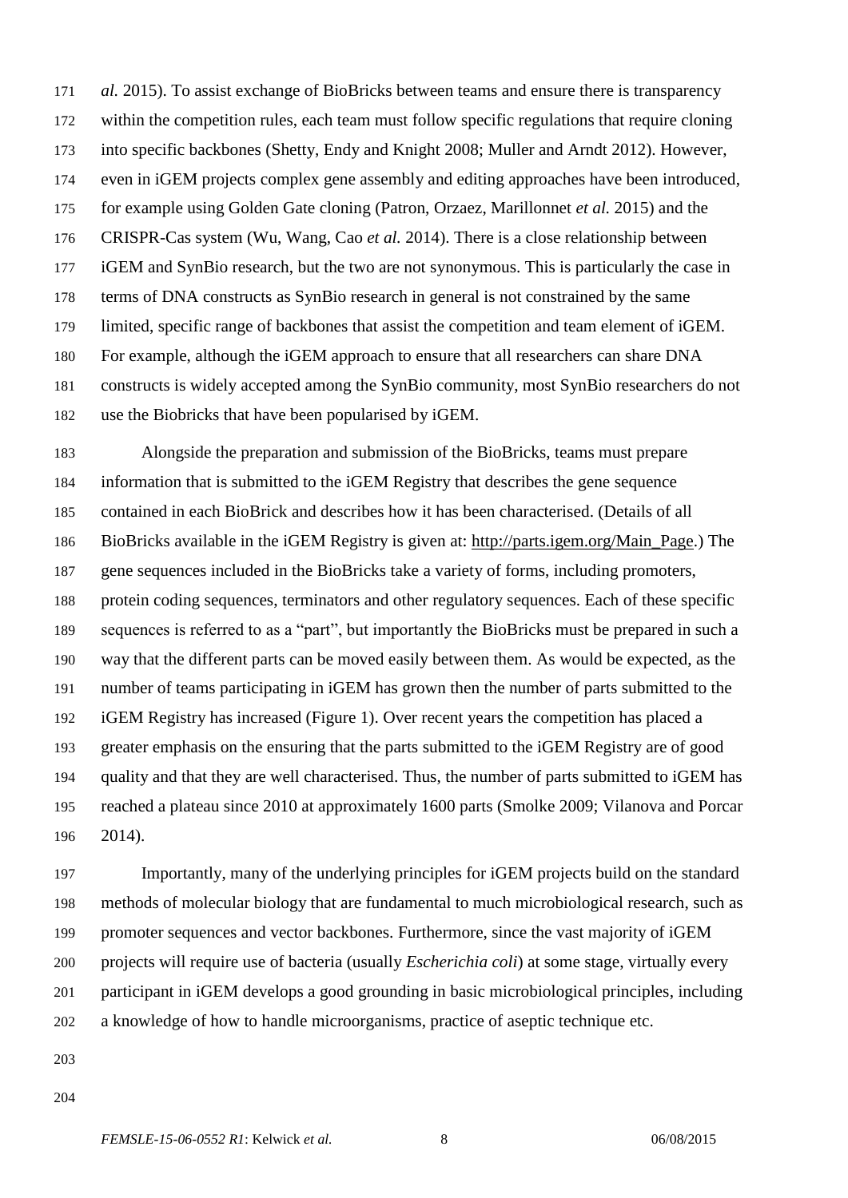*al.* 2015). To assist exchange of BioBricks between teams and ensure there is transparency within the competition rules, each team must follow specific regulations that require cloning into specific backbones (Shetty, Endy and Knight 2008; Muller and Arndt 2012). However, even in iGEM projects complex gene assembly and editing approaches have been introduced, for example using Golden Gate cloning (Patron, Orzaez, Marillonnet *et al.* 2015) and the CRISPR-Cas system (Wu, Wang, Cao *et al.* 2014). There is a close relationship between iGEM and SynBio research, but the two are not synonymous. This is particularly the case in terms of DNA constructs as SynBio research in general is not constrained by the same limited, specific range of backbones that assist the competition and team element of iGEM. For example, although the iGEM approach to ensure that all researchers can share DNA constructs is widely accepted among the SynBio community, most SynBio researchers do not use the Biobricks that have been popularised by iGEM.

Alongside the preparation and submission of the BioBricks, teams must prepare information that is submitted to the iGEM Registry that describes the gene sequence contained in each BioBrick and describes how it has been characterised. (Details of all BioBricks available in the iGEM Registry is given at: http://parts.igem.org/Main_Page.) The gene sequences included in the BioBricks take a variety of forms, including promoters, protein coding sequences, terminators and other regulatory sequences. Each of these specific sequences is referred to as a "part", but importantly the BioBricks must be prepared in such a way that the different parts can be moved easily between them. As would be expected, as the number of teams participating in iGEM has grown then the number of parts submitted to the iGEM Registry has increased (Figure 1). Over recent years the competition has placed a greater emphasis on the ensuring that the parts submitted to the iGEM Registry are of good quality and that they are well characterised. Thus, the number of parts submitted to iGEM has reached a plateau since 2010 at approximately 1600 parts (Smolke 2009; Vilanova and Porcar 2014).

Importantly, many of the underlying principles for iGEM projects build on the standard methods of molecular biology that are fundamental to much microbiological research, such as promoter sequences and vector backbones. Furthermore, since the vast majority of iGEM projects will require use of bacteria (usually *Escherichia coli*) at some stage, virtually every participant in iGEM develops a good grounding in basic microbiological principles, including a knowledge of how to handle microorganisms, practice of aseptic technique etc.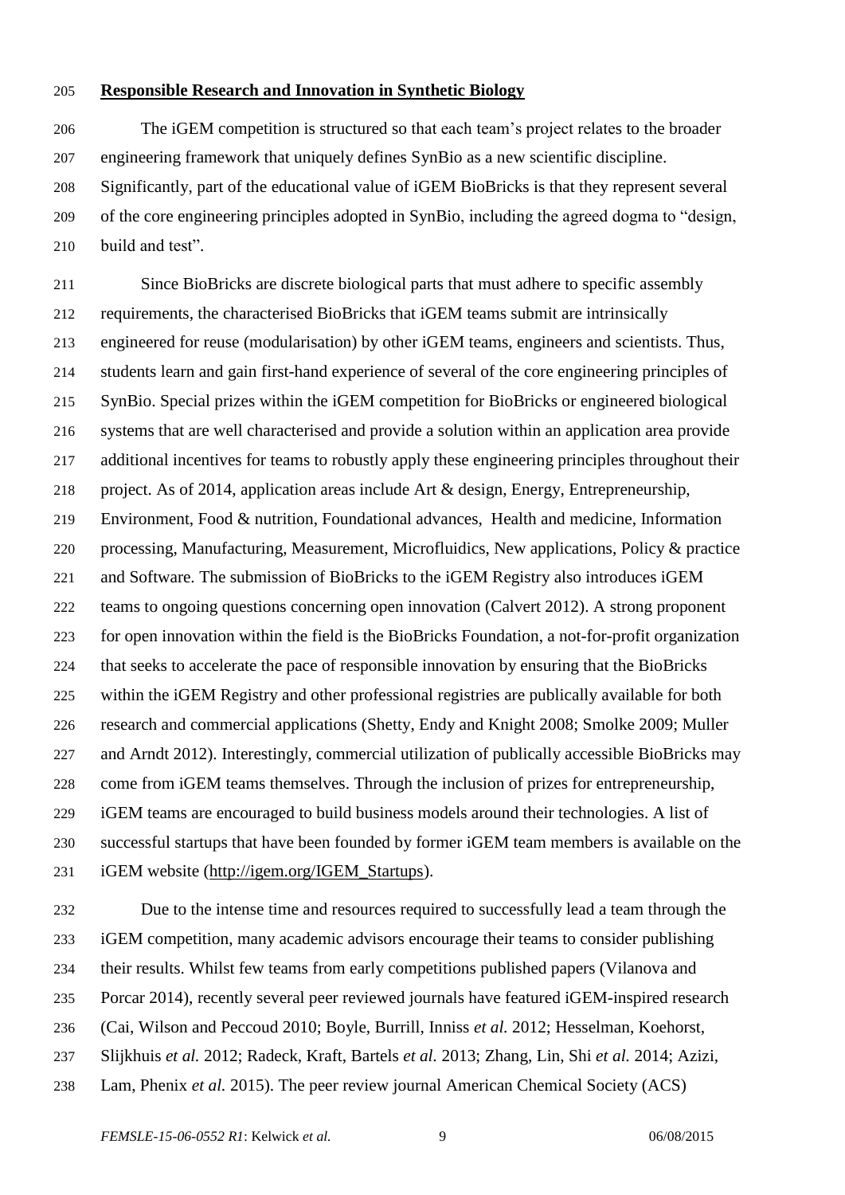**Responsible Research and Innovation in Synthetic Biology**

The iGEM competition is structured so that each team's project relates to the broader engineering framework that uniquely defines SynBio as a new scientific discipline. Significantly, part of the educational value of iGEM BioBricks is that they represent several of the core engineering principles adopted in SynBio, including the agreed dogma to "design, build and test".

Since BioBricks are discrete biological parts that must adhere to specific assembly requirements, the characterised BioBricks that iGEM teams submit are intrinsically engineered for reuse (modularisation) by other iGEM teams, engineers and scientists. Thus, students learn and gain first-hand experience of several of the core engineering principles of SynBio. Special prizes within the iGEM competition for BioBricks or engineered biological systems that are well characterised and provide a solution within an application area provide additional incentives for teams to robustly apply these engineering principles throughout their project. As of 2014, application areas include Art & design, Energy, Entrepreneurship, Environment, Food & nutrition, Foundational advances, Health and medicine, Information processing, Manufacturing, Measurement, Microfluidics, New applications, Policy & practice and Software. The submission of BioBricks to the iGEM Registry also introduces iGEM teams to ongoing questions concerning open innovation (Calvert 2012). A strong proponent for open innovation within the field is the BioBricks Foundation, a not-for-profit organization that seeks to accelerate the pace of responsible innovation by ensuring that the BioBricks within the iGEM Registry and other professional registries are publically available for both research and commercial applications (Shetty, Endy and Knight 2008; Smolke 2009; Muller and Arndt 2012). Interestingly, commercial utilization of publically accessible BioBricks may come from iGEM teams themselves. Through the inclusion of prizes for entrepreneurship, iGEM teams are encouraged to build business models around their technologies. A list of successful startups that have been founded by former iGEM team members is available on the iGEM website (http://igem.org/IGEM_Startups).

Due to the intense time and resources required to successfully lead a team through the iGEM competition, many academic advisors encourage their teams to consider publishing their results. Whilst few teams from early competitions published papers (Vilanova and Porcar 2014), recently several peer reviewed journals have featured iGEM-inspired research (Cai, Wilson and Peccoud 2010; Boyle, Burrill, Inniss *et al.* 2012; Hesselman, Koehorst, Slijkhuis *et al.* 2012; Radeck, Kraft, Bartels *et al.* 2013; Zhang, Lin, Shi *et al.* 2014; Azizi, Lam, Phenix *et al.* 2015). The peer review journal American Chemical Society (ACS)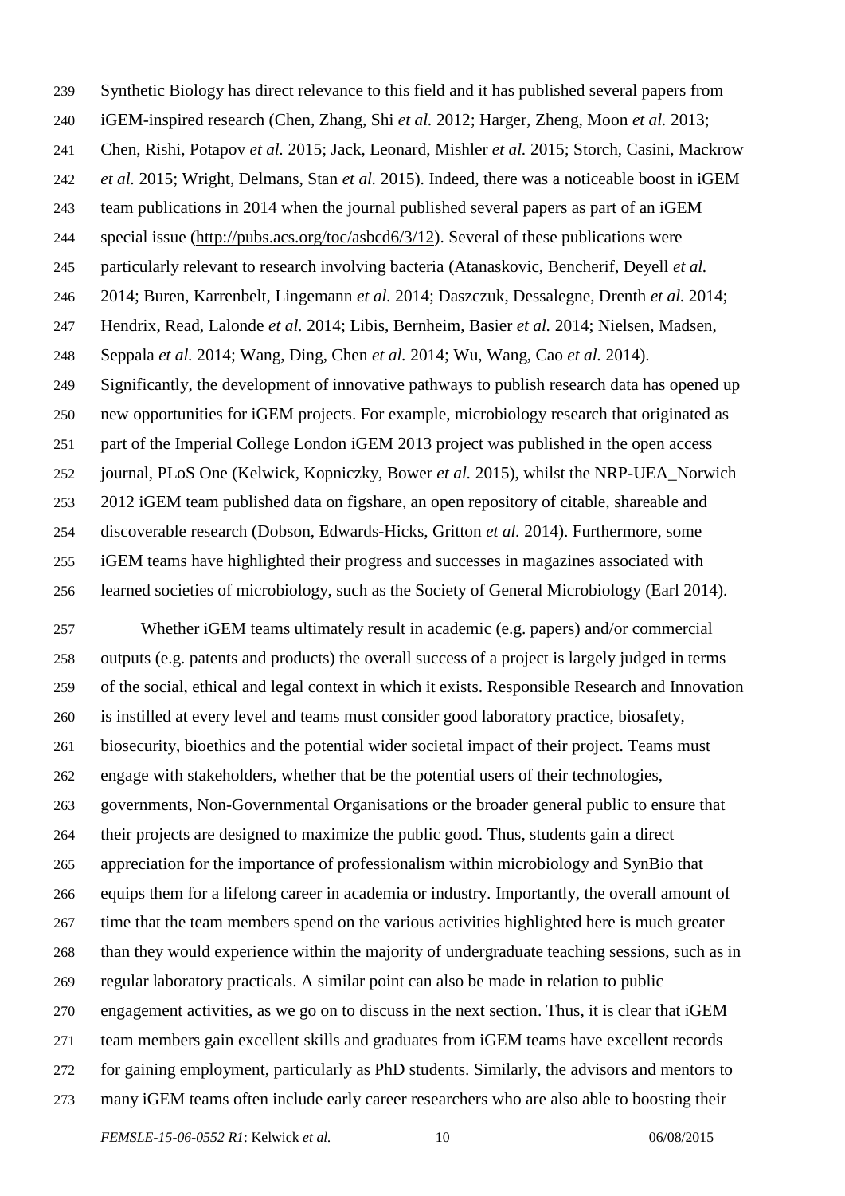Synthetic Biology has direct relevance to this field and it has published several papers from iGEM-inspired research (Chen, Zhang, Shi *et al.* 2012; Harger, Zheng, Moon *et al.* 2013; Chen, Rishi, Potapov *et al.* 2015; Jack, Leonard, Mishler *et al.* 2015; Storch, Casini, Mackrow *et al.* 2015; Wright, Delmans, Stan *et al.* 2015). Indeed, there was a noticeable boost in iGEM team publications in 2014 when the journal published several papers as part of an iGEM special issue (http://pubs.acs.org/toc/asbcd6/3/12). Several of these publications were particularly relevant to research involving bacteria (Atanaskovic, Bencherif, Deyell *et al.* 2014; Buren, Karrenbelt, Lingemann *et al.* 2014; Daszczuk, Dessalegne, Drenth *et al.* 2014; Hendrix, Read, Lalonde *et al.* 2014; Libis, Bernheim, Basier *et al.* 2014; Nielsen, Madsen, Seppala *et al.* 2014; Wang, Ding, Chen *et al.* 2014; Wu, Wang, Cao *et al.* 2014). Significantly, the development of innovative pathways to publish research data has opened up new opportunities for iGEM projects. For example, microbiology research that originated as part of the Imperial College London iGEM 2013 project was published in the open access journal, PLoS One (Kelwick, Kopniczky, Bower *et al.* 2015), whilst the NRP-UEA_Norwich 2012 iGEM team published data on figshare, an open repository of citable, shareable and discoverable research (Dobson, Edwards-Hicks, Gritton *et al.* 2014). Furthermore, some iGEM teams have highlighted their progress and successes in magazines associated with learned societies of microbiology, such as the Society of General Microbiology (Earl 2014).

Whether iGEM teams ultimately result in academic (e.g. papers) and/or commercial outputs (e.g. patents and products) the overall success of a project is largely judged in terms of the social, ethical and legal context in which it exists. Responsible Research and Innovation is instilled at every level and teams must consider good laboratory practice, biosafety, biosecurity, bioethics and the potential wider societal impact of their project. Teams must engage with stakeholders, whether that be the potential users of their technologies, governments, Non-Governmental Organisations or the broader general public to ensure that their projects are designed to maximize the public good. Thus, students gain a direct appreciation for the importance of professionalism within microbiology and SynBio that equips them for a lifelong career in academia or industry. Importantly, the overall amount of time that the team members spend on the various activities highlighted here is much greater than they would experience within the majority of undergraduate teaching sessions, such as in regular laboratory practicals. A similar point can also be made in relation to public engagement activities, as we go on to discuss in the next section. Thus, it is clear that iGEM team members gain excellent skills and graduates from iGEM teams have excellent records for gaining employment, particularly as PhD students. Similarly, the advisors and mentors to many iGEM teams often include early career researchers who are also able to boosting their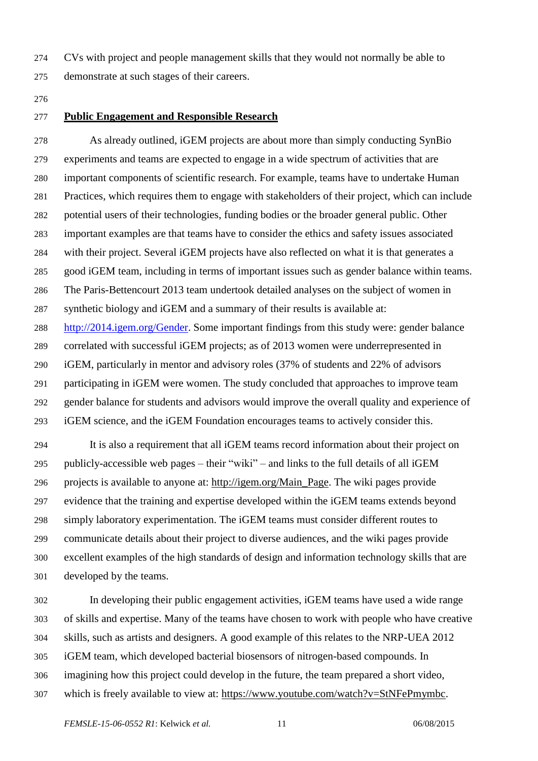CVs with project and people management skills that they would not normally be able to demonstrate at such stages of their careers.

## Public Engagement and Responsible Research

As already outlined, iGEM projects are about more than simply conducting SynBio experiments and teams are expected to engage in a wide spectrum of activities that are important components of scientific research. For example, teams have to undertake Human Practices, which requires them to engage with stakeholders of their project, which can include potential users of their technologies, funding bodies or the broader general public. Other important examples are that teams have to consider the ethics and safety issues associated with their project. Several iGEM projects have also reflected on what it is that generates a good iGEM team, including in terms of important issues such as gender balance within teams. The Paris-Bettencourt 2013 team undertook detailed analyses on the subject of women in synthetic biology and iGEM and a summary of their results is available at: http://2014.igem.org/Gender. Some important findings from this study were: gender balance correlated with successful iGEM projects; as of 2013 women were underrepresented in iGEM, particularly in mentor and advisory roles (37% of students and 22% of advisors participating in iGEM were women. The study concluded that approaches to improve team gender balance for students and advisors would improve the overall quality and experience of iGEM science, and the iGEM Foundation encourages teams to actively consider this.

It is also a requirement that all iGEM teams record information about their project on publicly-accessible web pages – their "wiki" – and links to the full details of all iGEM projects is available to anyone at: http://igem.org/Main_Page. The wiki pages provide evidence that the training and expertise developed within the iGEM teams extends beyond simply laboratory experimentation. The iGEM teams must consider different routes to communicate details about their project to diverse audiences, and the wiki pages provide excellent examples of the high standards of design and information technology skills that are developed by the teams.

In developing their public engagement activities, iGEM teams have used a wide range of skills and expertise. Many of the teams have chosen to work with people who have creative skills, such as artists and designers. A good example of this relates to the NRP-UEA 2012 iGEM team, which developed bacterial biosensors of nitrogen-based compounds. In imagining how this project could develop in the future, the team prepared a short video, which is freely available to view at: https://www.youtube.com/watch?v=StNFePmymbc.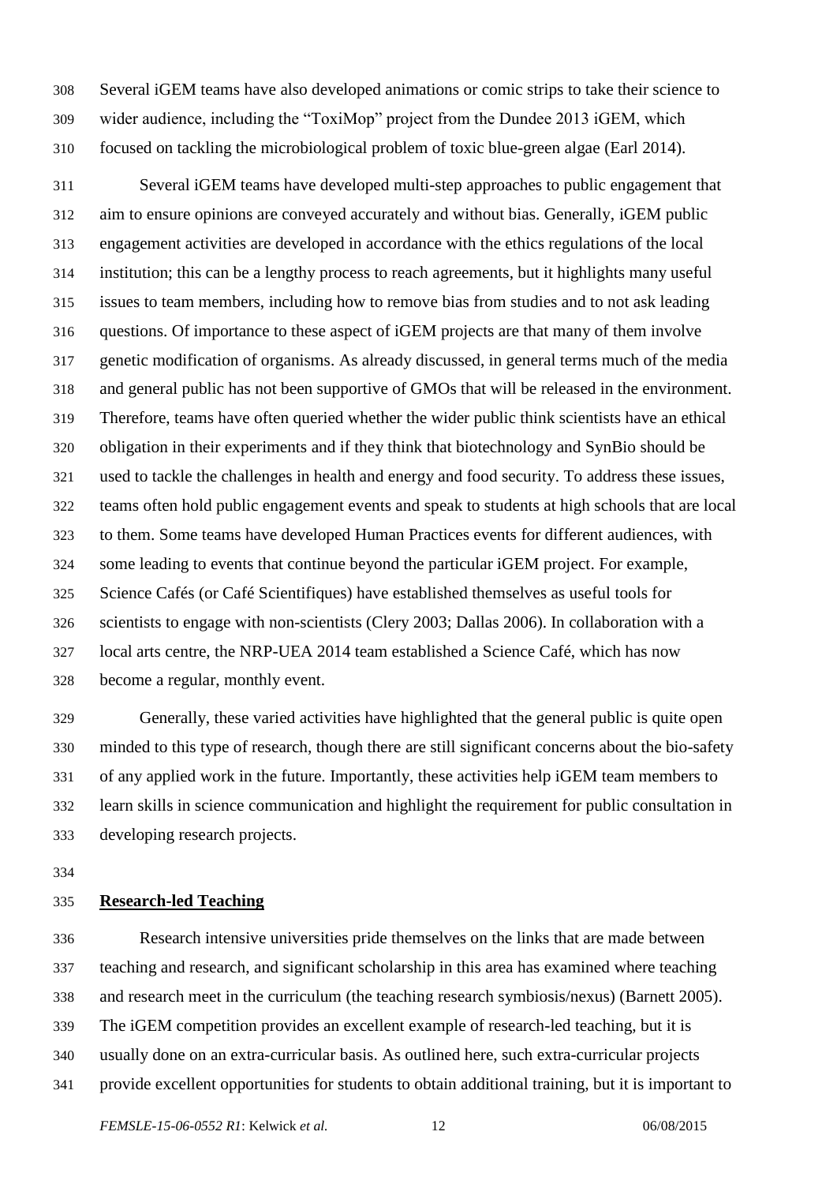Several iGEM teams have also developed animations or comic strips to take their science to wider audience, including the "ToxiMop" project from the Dundee 2013 iGEM, which focused on tackling the microbiological problem of toxic blue-green algae (Earl 2014).

Several iGEM teams have developed multi-step approaches to public engagement that aim to ensure opinions are conveyed accurately and without bias. Generally, iGEM public engagement activities are developed in accordance with the ethics regulations of the local institution; this can be a lengthy process to reach agreements, but it highlights many useful issues to team members, including how to remove bias from studies and to not ask leading questions. Of importance to these aspect of iGEM projects are that many of them involve genetic modification of organisms. As already discussed, in general terms much of the media and general public has not been supportive of GMOs that will be released in the environment. Therefore, teams have often queried whether the wider public think scientists have an ethical obligation in their experiments and if they think that biotechnology and SynBio should be used to tackle the challenges in health and energy and food security. To address these issues, teams often hold public engagement events and speak to students at high schools that are local to them. Some teams have developed Human Practices events for different audiences, with some leading to events that continue beyond the particular iGEM project. For example, Science Cafés (or Café Scientifiques) have established themselves as useful tools for scientists to engage with non-scientists (Clery 2003; Dallas 2006). In collaboration with a local arts centre, the NRP-UEA 2014 team established a Science Café, which has now become a regular, monthly event.

Generally, these varied activities have highlighted that the general public is quite open minded to this type of research, though there are still significant concerns about the bio-safety of any applied work in the future. Importantly, these activities help iGEM team members to learn skills in science communication and highlight the requirement for public consultation in developing research projects.

## Research-led Teaching

Research intensive universities pride themselves on the links that are made between teaching and research, and significant scholarship in this area has examined where teaching and research meet in the curriculum (the teaching research symbiosis/nexus) (Barnett 2005). The iGEM competition provides an excellent example of research-led teaching, but it is usually done on an extra-curricular basis. As outlined here, such extra-curricular projects provide excellent opportunities for students to obtain additional training, but it is important to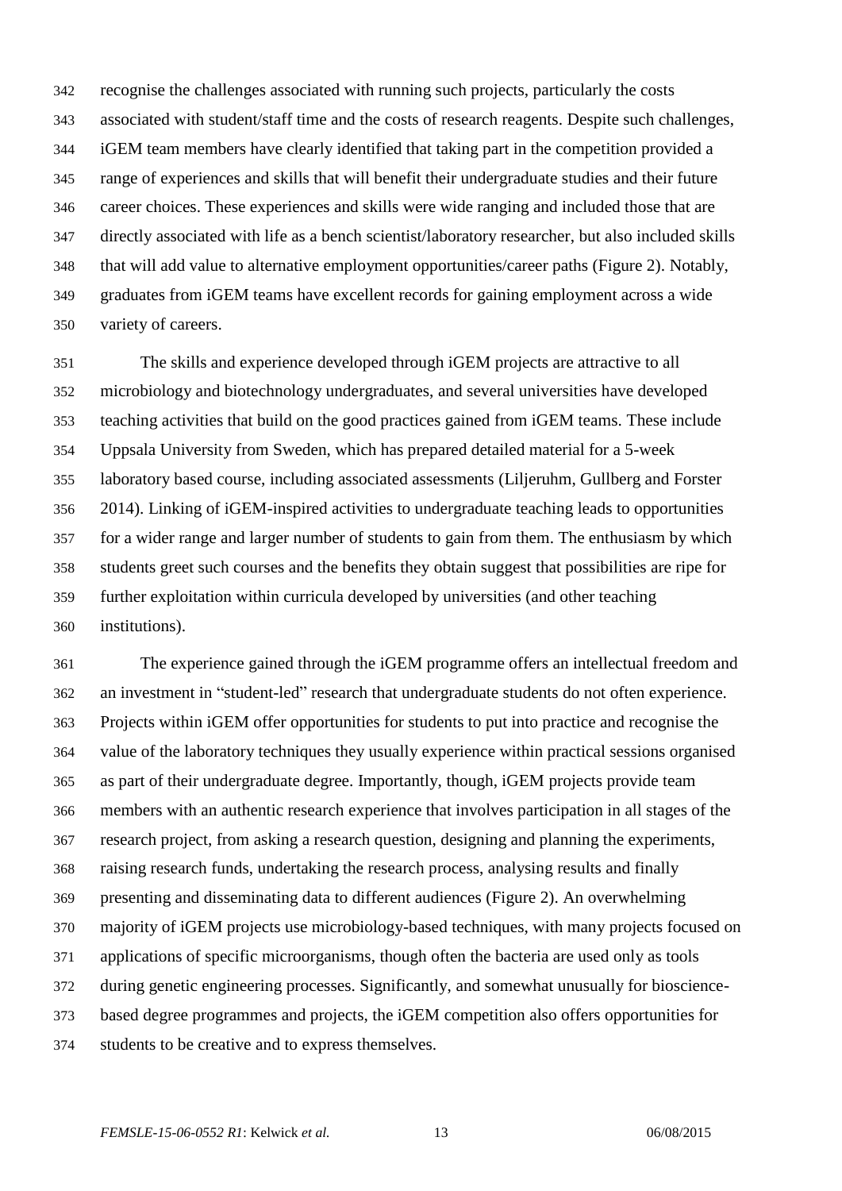recognise the challenges associated with running such projects, particularly the costs associated with student/staff time and the costs of research reagents. Despite such challenges, iGEM team members have clearly identified that taking part in the competition provided a range of experiences and skills that will benefit their undergraduate studies and their future career choices. These experiences and skills were wide ranging and included those that are directly associated with life as a bench scientist/laboratory researcher, but also included skills that will add value to alternative employment opportunities/career paths (Figure 2). Notably, graduates from iGEM teams have excellent records for gaining employment across a wide variety of careers.

The skills and experience developed through iGEM projects are attractive to all microbiology and biotechnology undergraduates, and several universities have developed teaching activities that build on the good practices gained from iGEM teams. These include Uppsala University from Sweden, which has prepared detailed material for a 5-week laboratory based course, including associated assessments (Liljeruhm, Gullberg and Forster 2014). Linking of iGEM-inspired activities to undergraduate teaching leads to opportunities for a wider range and larger number of students to gain from them. The enthusiasm by which students greet such courses and the benefits they obtain suggest that possibilities are ripe for further exploitation within curricula developed by universities (and other teaching institutions).

The experience gained through the iGEM programme offers an intellectual freedom and an investment in "student-led" research that undergraduate students do not often experience. Projects within iGEM offer opportunities for students to put into practice and recognise the value of the laboratory techniques they usually experience within practical sessions organised as part of their undergraduate degree. Importantly, though, iGEM projects provide team members with an authentic research experience that involves participation in all stages of the research project, from asking a research question, designing and planning the experiments, raising research funds, undertaking the research process, analysing results and finally presenting and disseminating data to different audiences (Figure 2). An overwhelming majority of iGEM projects use microbiology-based techniques, with many projects focused on applications of specific microorganisms, though often the bacteria are used only as tools during genetic engineering processes. Significantly, and somewhat unusually for bioscience-based degree programmes and projects, the iGEM competition also offers opportunities for students to be creative and to express themselves.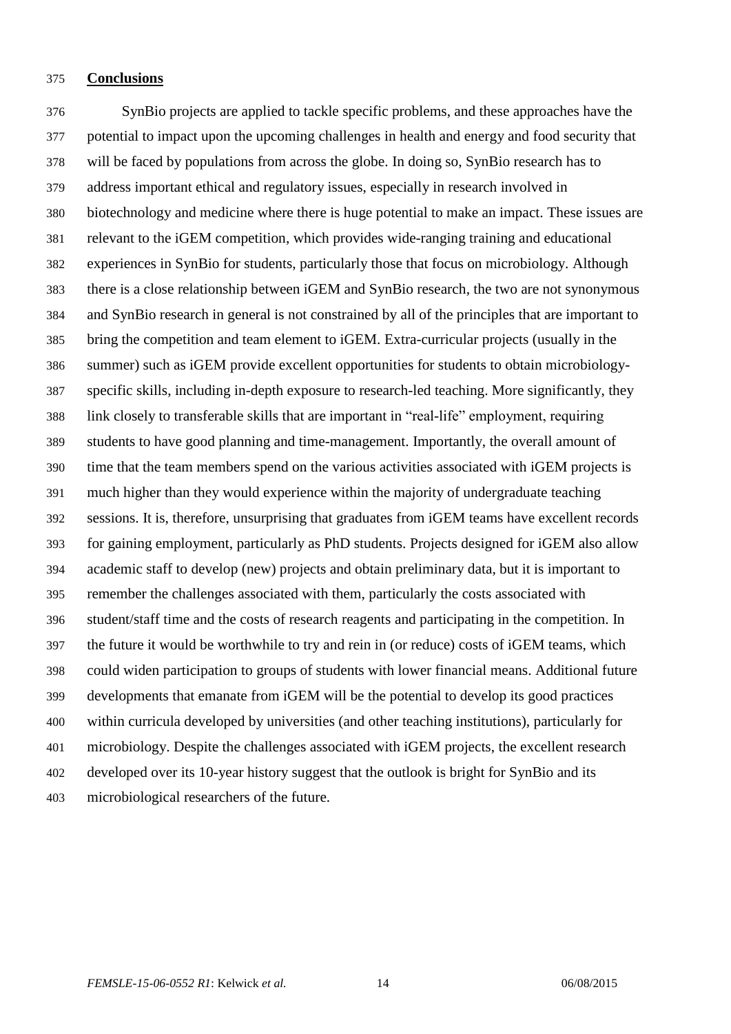## Conclusions

SynBio projects are applied to tackle specific problems, and these approaches have the potential to impact upon the upcoming challenges in health and energy and food security that will be faced by populations from across the globe. In doing so, SynBio research has to address important ethical and regulatory issues, especially in research involved in biotechnology and medicine where there is huge potential to make an impact. These issues are relevant to the iGEM competition, which provides wide-ranging training and educational experiences in SynBio for students, particularly those that focus on microbiology. Although there is a close relationship between iGEM and SynBio research, the two are not synonymous and SynBio research in general is not constrained by all of the principles that are important to bring the competition and team element to iGEM. Extra-curricular projects (usually in the summer) such as iGEM provide excellent opportunities for students to obtain microbiology-specific skills, including in-depth exposure to research-led teaching. More significantly, they link closely to transferable skills that are important in "real-life" employment, requiring students to have good planning and time-management. Importantly, the overall amount of time that the team members spend on the various activities associated with iGEM projects is much higher than they would experience within the majority of undergraduate teaching sessions. It is, therefore, unsurprising that graduates from iGEM teams have excellent records for gaining employment, particularly as PhD students. Projects designed for iGEM also allow academic staff to develop (new) projects and obtain preliminary data, but it is important to remember the challenges associated with them, particularly the costs associated with student/staff time and the costs of research reagents and participating in the competition. In the future it would be worthwhile to try and rein in (or reduce) costs of iGEM teams, which could widen participation to groups of students with lower financial means. Additional future developments that emanate from iGEM will be the potential to develop its good practices within curricula developed by universities (and other teaching institutions), particularly for microbiology. Despite the challenges associated with iGEM projects, the excellent research developed over its 10-year history suggest that the outlook is bright for SynBio and its microbiological researchers of the future.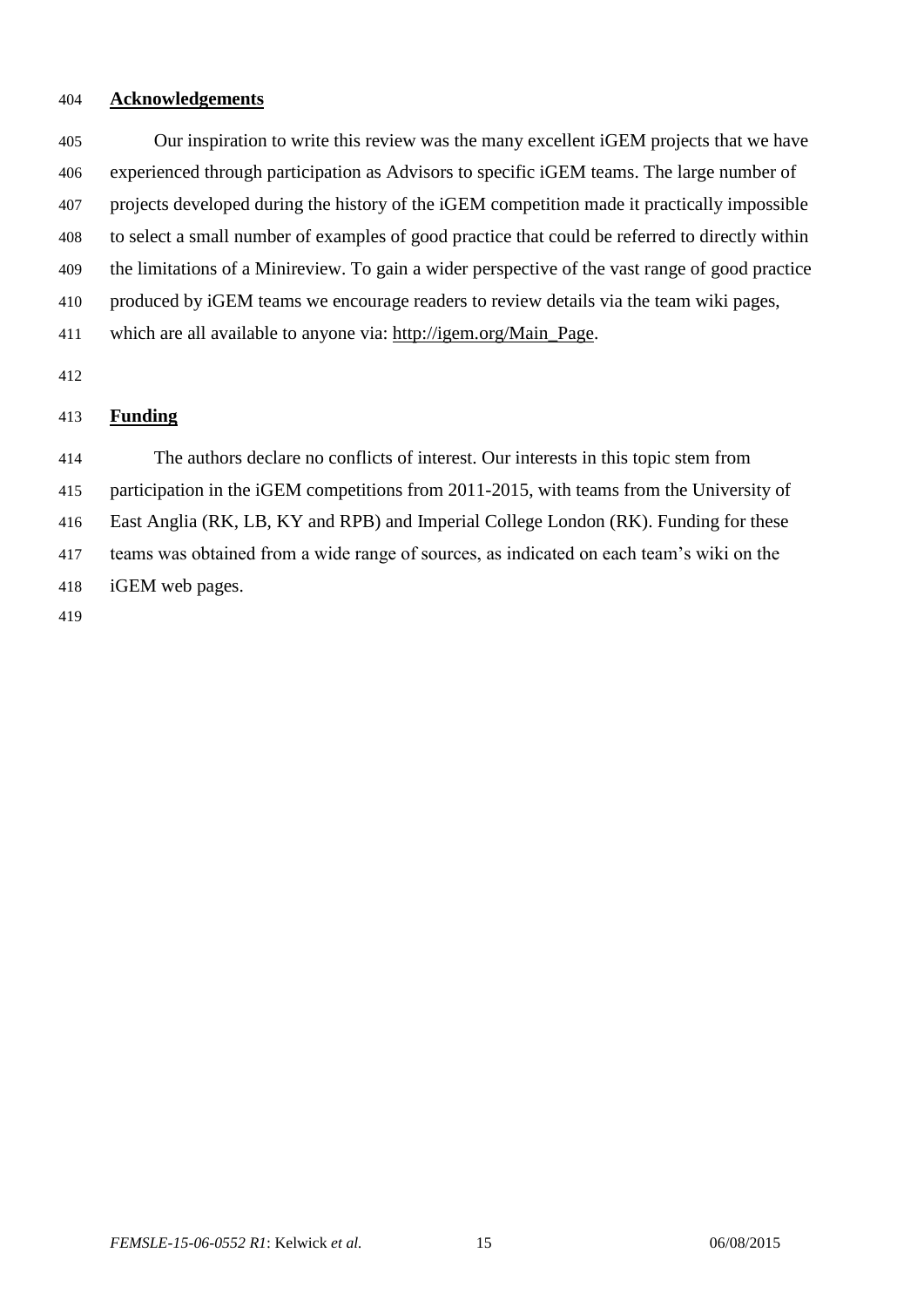## Acknowledgements

Our inspiration to write this review was the many excellent iGEM projects that we have experienced through participation as Advisors to specific iGEM teams. The large number of projects developed during the history of the iGEM competition made it practically impossible to select a small number of examples of good practice that could be referred to directly within the limitations of a Minireview. To gain a wider perspective of the vast range of good practice produced by iGEM teams we encourage readers to review details via the team wiki pages, which are all available to anyone via: http://igem.org/Main_Page.

## Funding

The authors declare no conflicts of interest. Our interests in this topic stem from participation in the iGEM competitions from 2011-2015, with teams from the University of East Anglia (RK, LB, KY and RPB) and Imperial College London (RK). Funding for these teams was obtained from a wide range of sources, as indicated on each team's wiki on the iGEM web pages.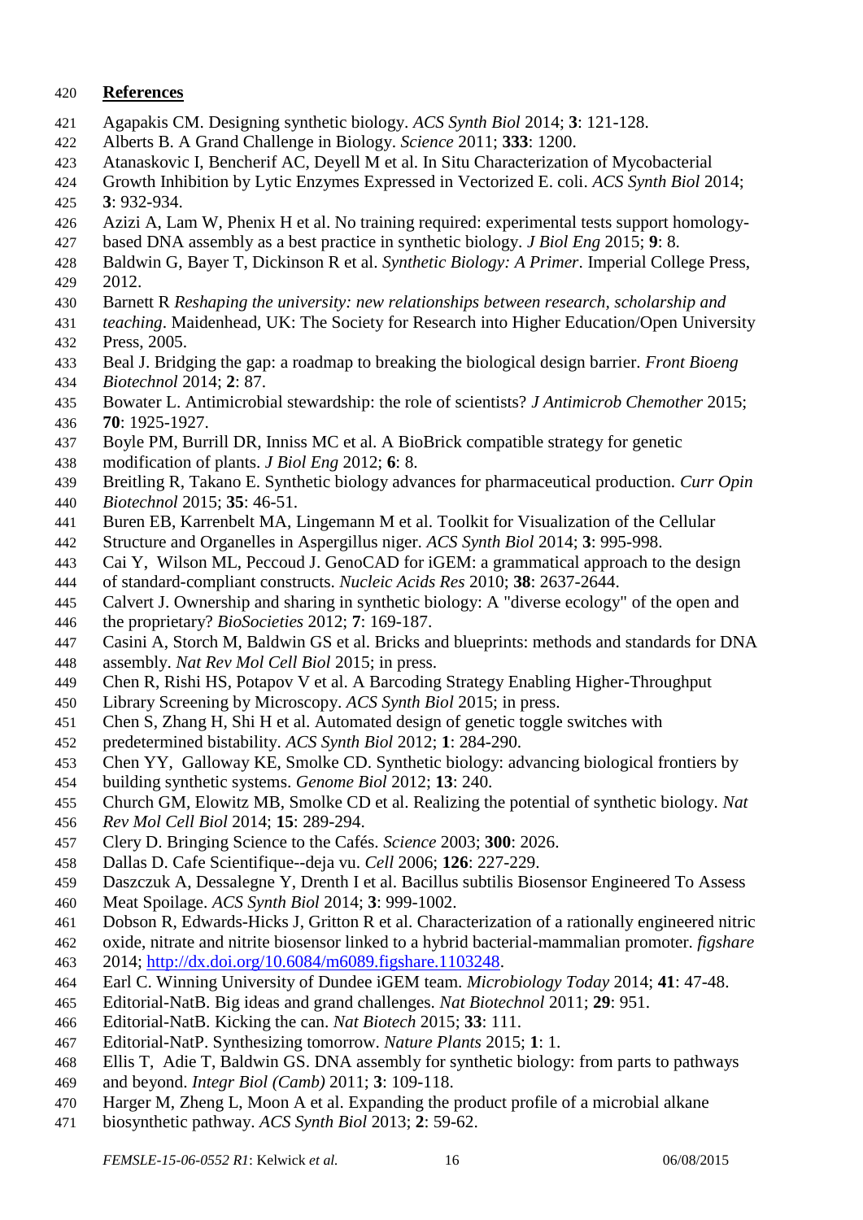## References

Agapakis CM. Designing synthetic biology. *ACS Synth Biol* 2014; **3**: 121-128.

Alberts B. A Grand Challenge in Biology. *Science* 2011; **333**: 1200.

Atanaskovic I, Bencherif AC, Deyell M et al. In Situ Characterization of Mycobacterial Growth Inhibition by Lytic Enzymes Expressed in Vectorized E. coli. *ACS Synth Biol* 2014; **3**: 932-934.

Azizi A, Lam W, Phenix H et al. No training required: experimental tests support homology-based DNA assembly as a best practice in synthetic biology. *J Biol Eng* 2015; **9**: 8.

Baldwin G, Bayer T, Dickinson R et al. *Synthetic Biology: A Primer*. Imperial College Press, 2012.

Barnett R *Reshaping the university: new relationships between research, scholarship and teaching*. Maidenhead, UK: The Society for Research into Higher Education/Open University Press, 2005.

Beal J. Bridging the gap: a roadmap to breaking the biological design barrier. *Front Bioeng Biotechnol* 2014; **2**: 87.

Bowater L. Antimicrobial stewardship: the role of scientists? *J Antimicrob Chemother* 2015; **70**: 1925-1927.

Boyle PM, Burrill DR, Inniss MC et al. A BioBrick compatible strategy for genetic modification of plants. *J Biol Eng* 2012; **6**: 8.

Breitling R, Takano E. Synthetic biology advances for pharmaceutical production. *Curr Opin Biotechnol* 2015; **35**: 46-51.

Buren EB, Karrenbelt MA, Lingemann M et al. Toolkit for Visualization of the Cellular Structure and Organelles in Aspergillus niger. *ACS Synth Biol* 2014; **3**: 995-998.

Cai Y, Wilson ML, Peccoud J. GenoCAD for iGEM: a grammatical approach to the design of standard-compliant constructs. *Nucleic Acids Res* 2010; **38**: 2637-2644.

Calvert J. Ownership and sharing in synthetic biology: A "diverse ecology" of the open and the proprietary? *BioSocieties* 2012; **7**: 169-187.

Casini A, Storch M, Baldwin GS et al. Bricks and blueprints: methods and standards for DNA assembly. *Nat Rev Mol Cell Biol* 2015; in press.

Chen R, Rishi HS, Potapov V et al. A Barcoding Strategy Enabling Higher-Throughput Library Screening by Microscopy. *ACS Synth Biol* 2015; in press.

Chen S, Zhang H, Shi H et al. Automated design of genetic toggle switches with predetermined bistability. *ACS Synth Biol* 2012; **1**: 284-290.

Chen YY, Galloway KE, Smolke CD. Synthetic biology: advancing biological frontiers by building synthetic systems. *Genome Biol* 2012; **13**: 240.

Church GM, Elowitz MB, Smolke CD et al. Realizing the potential of synthetic biology. *Nat Rev Mol Cell Biol* 2014; **15**: 289-294.

Clery D. Bringing Science to the Cafés. *Science* 2003; **300**: 2026.

Dallas D. Cafe Scientifique--deja vu. *Cell* 2006; **126**: 227-229.

Daszczuk A, Dessalegne Y, Drenth I et al. Bacillus subtilis Biosensor Engineered To Assess Meat Spoilage. *ACS Synth Biol* 2014; **3**: 999-1002.

Dobson R, Edwards-Hicks J, Gritton R et al. Characterization of a rationally engineered nitric oxide, nitrate and nitrite biosensor linked to a hybrid bacterial-mammalian promoter. *figshare* 2014; http://dx.doi.org/10.6084/m6089.figshare.1103248.

Earl C. Winning University of Dundee iGEM team. *Microbiology Today* 2014; **41**: 47-48.

Editorial-NatB. Big ideas and grand challenges. *Nat Biotechnol* 2011; **29**: 951.

Editorial-NatB. Kicking the can. *Nat Biotech* 2015; **33**: 111.

Editorial-NatP. Synthesizing tomorrow. *Nature Plants* 2015; **1**: 1.

Ellis T, Adie T, Baldwin GS. DNA assembly for synthetic biology: from parts to pathways and beyond. *Integr Biol (Camb)* 2011; **3**: 109-118.

Harger M, Zheng L, Moon A et al. Expanding the product profile of a microbial alkane biosynthetic pathway. *ACS Synth Biol* 2013; **2**: 59-62.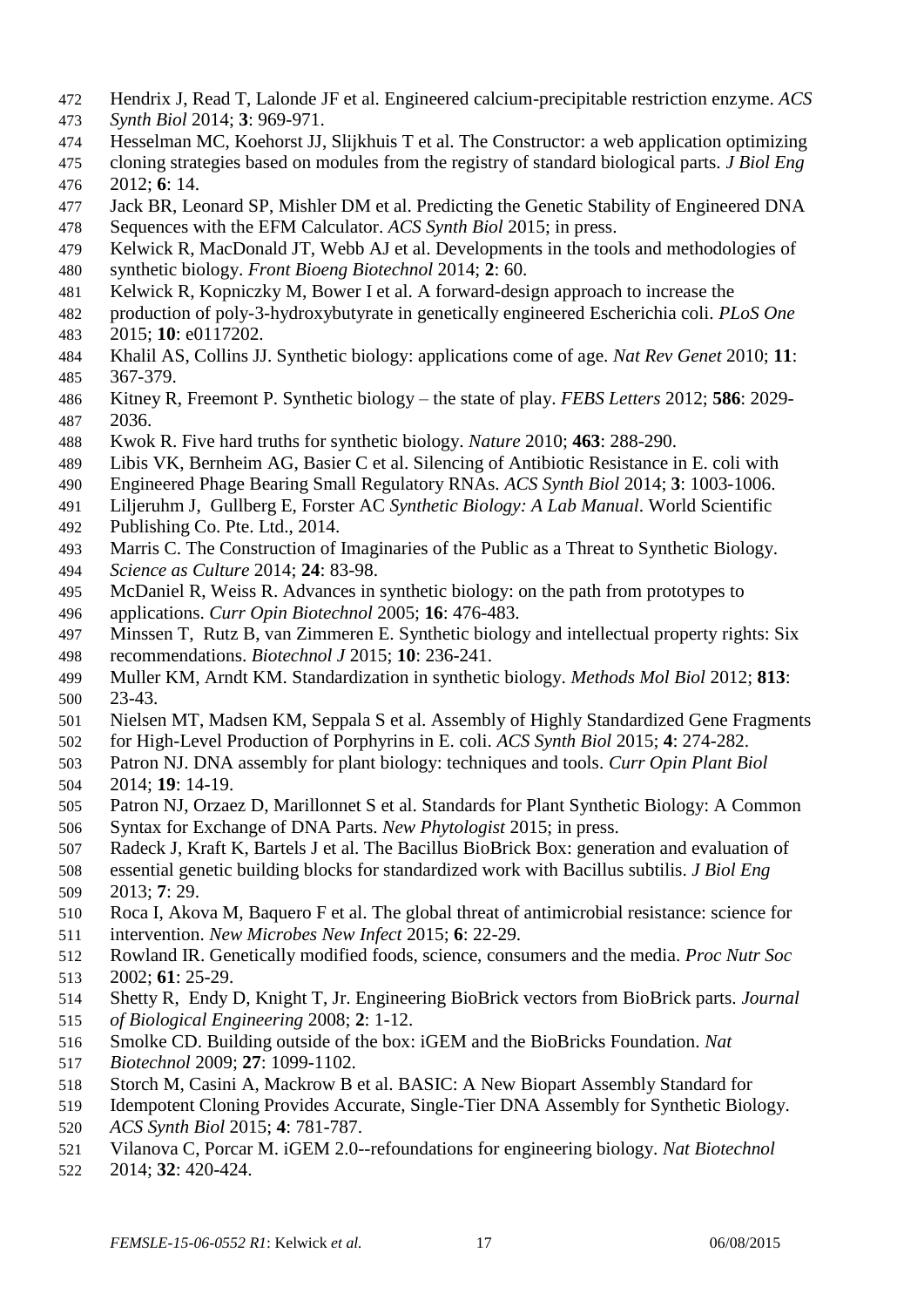Hendrix J, Read T, Lalonde JF et al. Engineered calcium-precipitable restriction enzyme. *ACS Synth Biol* 2014; **3**: 969-971.

Hesselman MC, Koehorst JJ, Slijkhuis T et al. The Constructor: a web application optimizing cloning strategies based on modules from the registry of standard biological parts. *J Biol Eng* 2012; **6**: 14.

Jack BR, Leonard SP, Mishler DM et al. Predicting the Genetic Stability of Engineered DNA Sequences with the EFM Calculator. *ACS Synth Biol* 2015; in press.

Kelwick R, MacDonald JT, Webb AJ et al. Developments in the tools and methodologies of synthetic biology. *Front Bioeng Biotechnol* 2014; **2**: 60.

Kelwick R, Kopniczky M, Bower I et al. A forward-design approach to increase the production of poly-3-hydroxybutyrate in genetically engineered Escherichia coli. *PLoS One* 2015; **10**: e0117202.

Khalil AS, Collins JJ. Synthetic biology: applications come of age. *Nat Rev Genet* 2010; **11**: 367-379.

Kitney R, Freemont P. Synthetic biology – the state of play. *FEBS Letters* 2012; **586**: 2029-2036.

Kwok R. Five hard truths for synthetic biology. *Nature* 2010; **463**: 288-290.

Libis VK, Bernheim AG, Basier C et al. Silencing of Antibiotic Resistance in E. coli with Engineered Phage Bearing Small Regulatory RNAs. *ACS Synth Biol* 2014; **3**: 1003-1006.

Liljeruhm J, Gullberg E, Forster AC *Synthetic Biology: A Lab Manual*. World Scientific Publishing Co. Pte. Ltd., 2014.

Marris C. The Construction of Imaginaries of the Public as a Threat to Synthetic Biology. *Science as Culture* 2014; **24**: 83-98.

McDaniel R, Weiss R. Advances in synthetic biology: on the path from prototypes to applications. *Curr Opin Biotechnol* 2005; **16**: 476-483.

Minssen T, Rutz B, van Zimmeren E. Synthetic biology and intellectual property rights: Six recommendations. *Biotechnol J* 2015; **10**: 236-241.

Muller KM, Arndt KM. Standardization in synthetic biology. *Methods Mol Biol* 2012; **813**: 23-43.

Nielsen MT, Madsen KM, Seppala S et al. Assembly of Highly Standardized Gene Fragments for High-Level Production of Porphyrins in E. coli. *ACS Synth Biol* 2015; **4**: 274-282.

Patron NJ. DNA assembly for plant biology: techniques and tools. *Curr Opin Plant Biol* 2014; **19**: 14-19.

Patron NJ, Orzaez D, Marillonnet S et al. Standards for Plant Synthetic Biology: A Common Syntax for Exchange of DNA Parts. *New Phytologist* 2015; in press.

Radeck J, Kraft K, Bartels J et al. The Bacillus BioBrick Box: generation and evaluation of essential genetic building blocks for standardized work with Bacillus subtilis. *J Biol Eng* 2013; **7**: 29.

Roca I, Akova M, Baquero F et al. The global threat of antimicrobial resistance: science for intervention. *New Microbes New Infect* 2015; **6**: 22-29.

Rowland IR. Genetically modified foods, science, consumers and the media. *Proc Nutr Soc* 2002; **61**: 25-29.

Shetty R, Endy D, Knight T, Jr. Engineering BioBrick vectors from BioBrick parts. *Journal of Biological Engineering* 2008; **2**: 1-12.

Smolke CD. Building outside of the box: iGEM and the BioBricks Foundation. *Nat Biotechnol* 2009; **27**: 1099-1102.

Storch M, Casini A, Mackrow B et al. BASIC: A New Biopart Assembly Standard for Idempotent Cloning Provides Accurate, Single-Tier DNA Assembly for Synthetic Biology. *ACS Synth Biol* 2015; **4**: 781-787.

Vilanova C, Porcar M. iGEM 2.0--refoundations for engineering biology. *Nat Biotechnol* 2014; **32**: 420-424.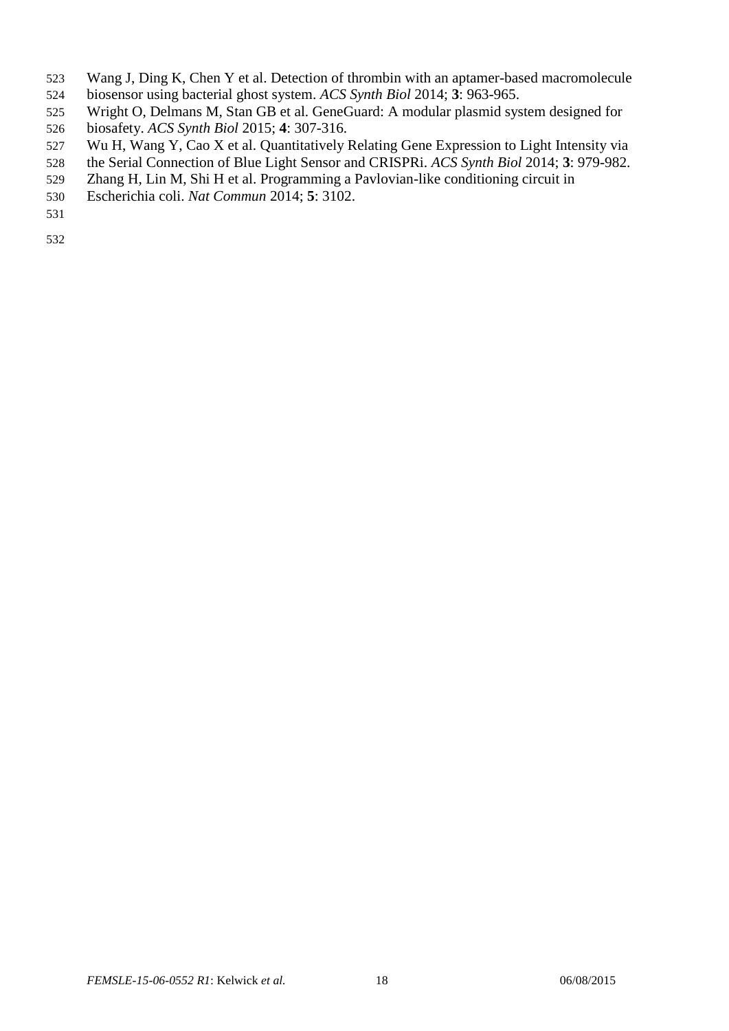Wang J, Ding K, Chen Y et al. Detection of thrombin with an aptamer-based macromolecule biosensor using bacterial ghost system. *ACS Synth Biol* 2014; **3**: 963-965.

Wright O, Delmans M, Stan GB et al. GeneGuard: A modular plasmid system designed for biosafety. *ACS Synth Biol* 2015; **4**: 307-316.

Wu H, Wang Y, Cao X et al. Quantitatively Relating Gene Expression to Light Intensity via the Serial Connection of Blue Light Sensor and CRISPRi. *ACS Synth Biol* 2014; **3**: 979-982.

Zhang H, Lin M, Shi H et al. Programming a Pavlovian-like conditioning circuit in Escherichia coli. *Nat Commun* 2014; **5**: 3102.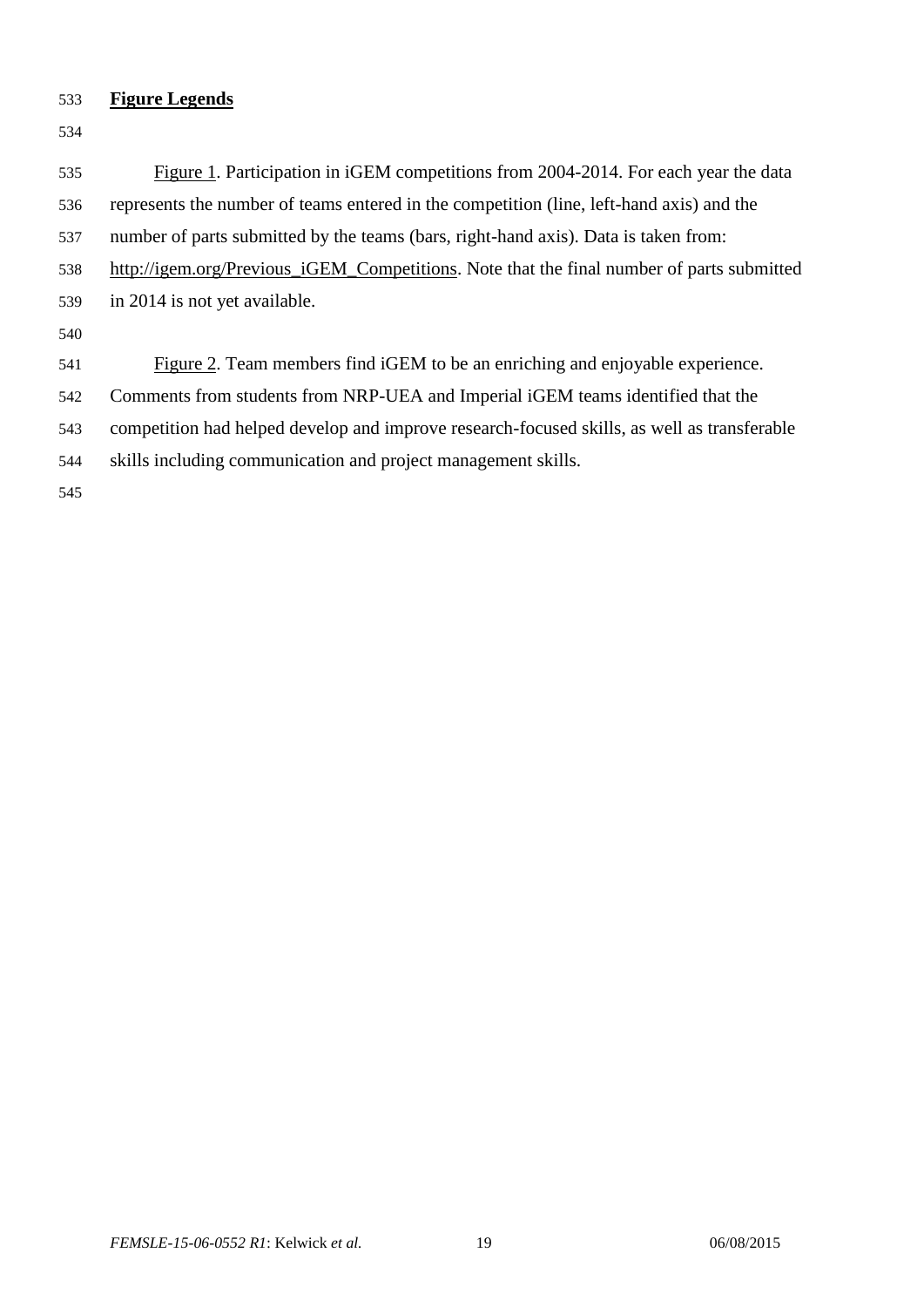## Figure Legends

Figure 1. Participation in iGEM competitions from 2004-2014. For each year the data represents the number of teams entered in the competition (line, left-hand axis) and the number of parts submitted by the teams (bars, right-hand axis). Data is taken from: http://igem.org/Previous_iGEM_Competitions. Note that the final number of parts submitted in 2014 is not yet available.

Figure 2. Team members find iGEM to be an enriching and enjoyable experience. Comments from students from NRP-UEA and Imperial iGEM teams identified that the competition had helped develop and improve research-focused skills, as well as transferable skills including communication and project management skills.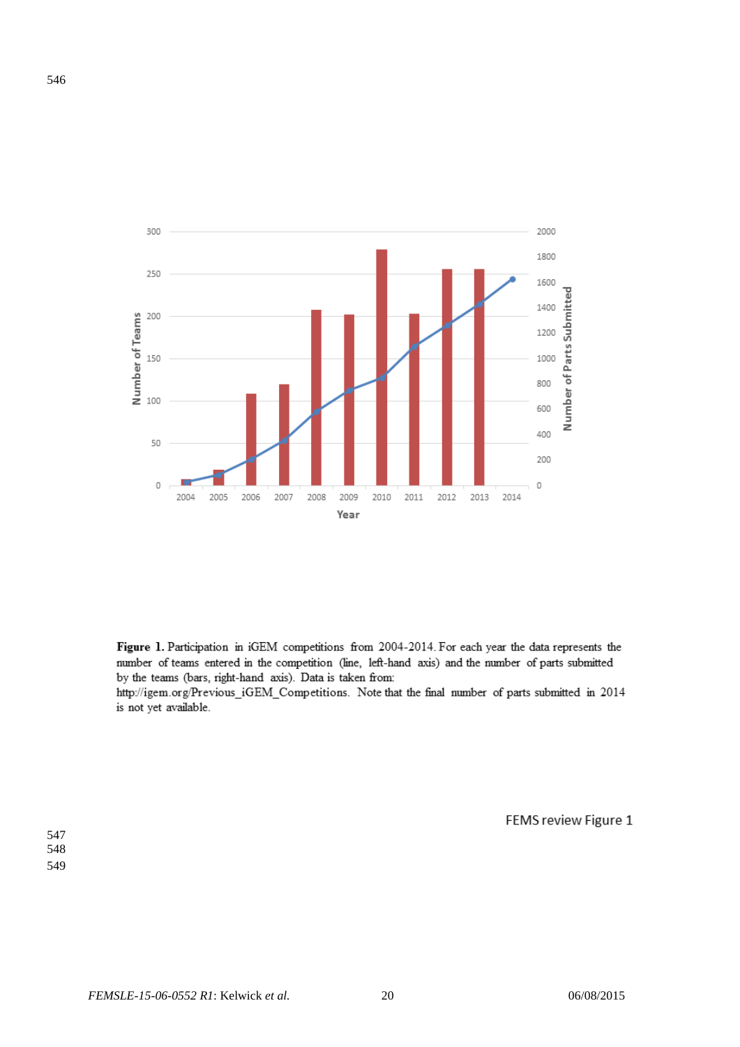**Figure 1.** Participation in iGEM competitions from 2004-2014. For each year the data represents the number of teams entered in the competition (line, left-hand axis) and the number of parts submitted by the teams (bars, right-hand axis). Data is taken from: http://igem.org/Previous_iGEM_Competitions. Note that the final number of parts submitted in 2014 is not yet available.

FEMS review Figure 1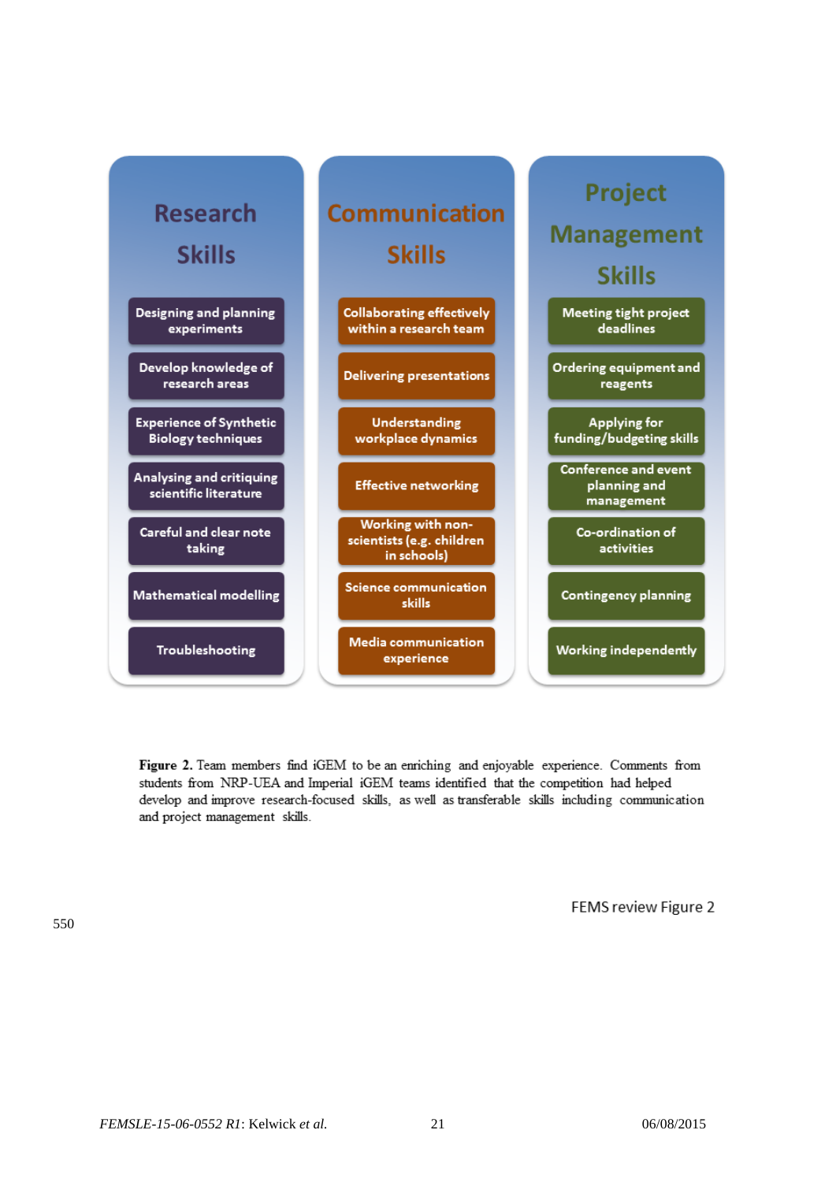Research Skills

Designing and planning experiments

Develop knowledge of research areas

Experience of Synthetic Biology techniques

Analysing and critiquing scientific literature

Careful and clear note taking

Mathematical modelling

Troubleshooting

Communication Skills

Collaborating effectively within a research team

Delivering presentations

Understanding workplace dynamics

Effective networking

Working with non-scientists (e.g. children in schools)

Science communication skills

Media communication experience

Project Management Skills

Meeting tight project deadlines

Ordering equipment and reagents

Applying for funding/budgeting skills

Conference and event planning and management

Co-ordination of activities

Contingency planning

Working independently

**Figure 2.** Team members find iGEM to be an enriching and enjoyable experience. Comments from students from NRP-UEA and Imperial iGEM teams identified that the competition had helped develop and improve research-focused skills, as well as transferable skills including communication and project management skills.

FEMS review Figure 2